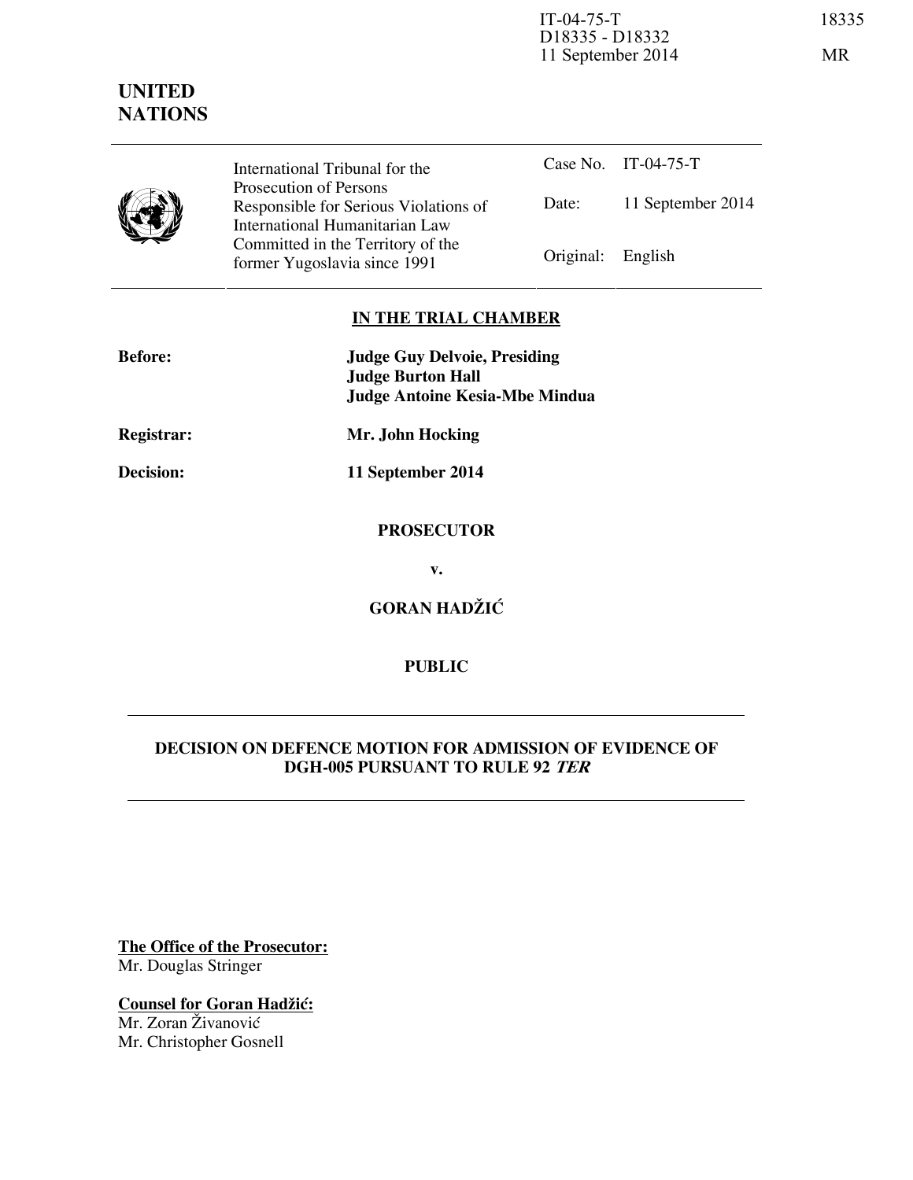IT-04-75-T
D18335 - D18332
11 September 2014

18335

MR

**UNITED NATIONS**

| International Tribunal for the Prosecution of Persons Responsible for Serious Violations of International Humanitarian Law Committed in the Territory of the former Yugoslavia since 1991 | Case No. | IT-04-75-T |
|---|---|---|
| | Date: | 11 September 2014 |
| | Original: | English |

**IN THE TRIAL CHAMBER**

**Before:** **Judge Guy Delvoie, Presiding**
**Judge Burton Hall**
**Judge Antoine Kesia-Mbe Mindua**

**Registrar:** **Mr. John Hocking**

**Decision:** **11 September 2014**

**PROSECUTOR**

**v.**

**GORAN HADŽIĆ**

**PUBLIC**

**DECISION ON DEFENCE MOTION FOR ADMISSION OF EVIDENCE OF DGH-005 PURSUANT TO RULE 92 *TER***

**The Office of the Prosecutor:**
Mr. Douglas Stringer

**Counsel for Goran Hadžić:**
Mr. Zoran Živanović
Mr. Christopher Gosnell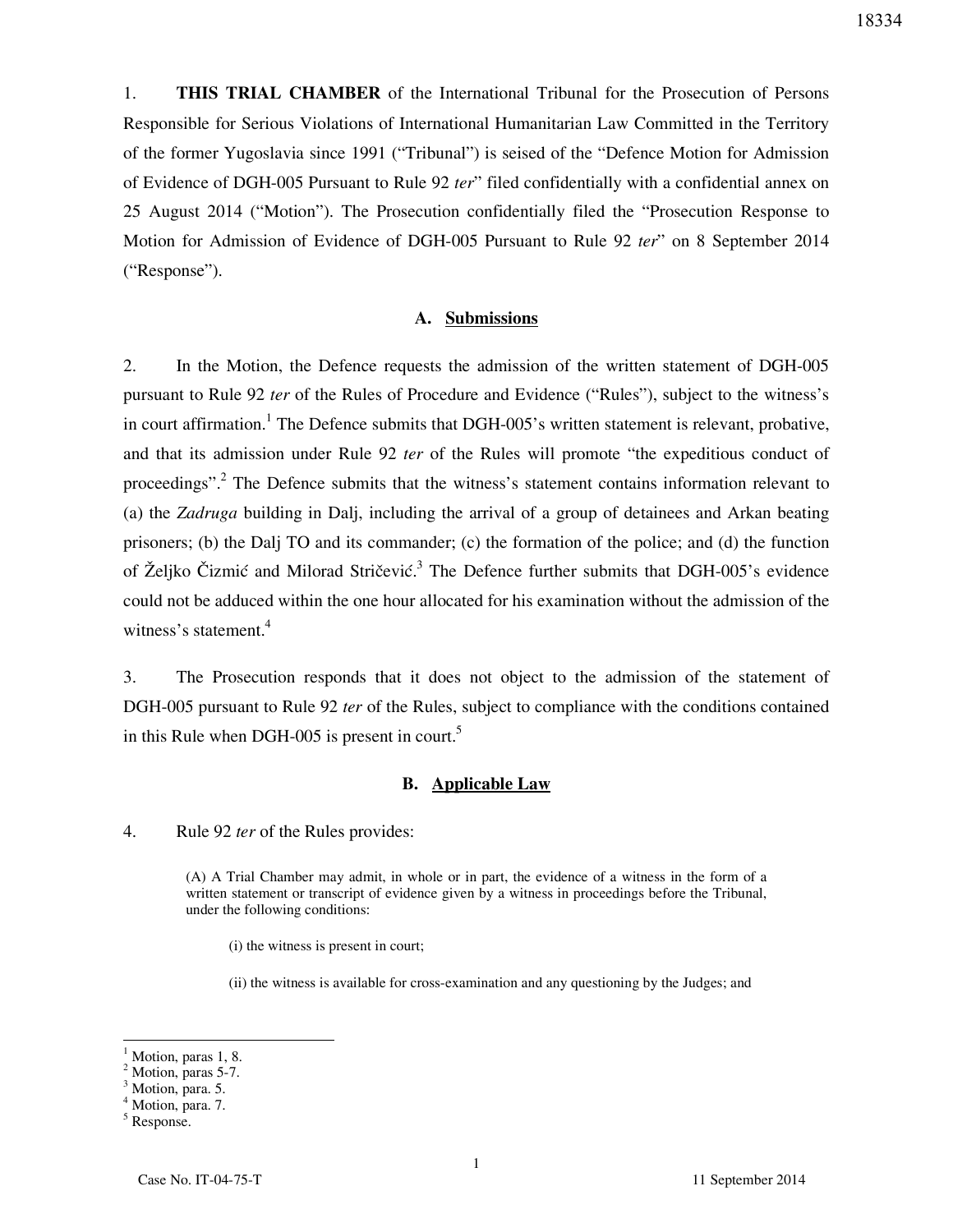1. **THIS TRIAL CHAMBER** of the International Tribunal for the Prosecution of Persons Responsible for Serious Violations of International Humanitarian Law Committed in the Territory of the former Yugoslavia since 1991 ("Tribunal") is seised of the "Defence Motion for Admission of Evidence of DGH-005 Pursuant to Rule 92 *ter*" filed confidentially with a confidential annex on 25 August 2014 ("Motion"). The Prosecution confidentially filed the "Prosecution Response to Motion for Admission of Evidence of DGH-005 Pursuant to Rule 92 *ter*" on 8 September 2014 ("Response").

## A. Submissions

2. In the Motion, the Defence requests the admission of the written statement of DGH-005 pursuant to Rule 92 *ter* of the Rules of Procedure and Evidence ("Rules"), subject to the witness's in court affirmation.[1] The Defence submits that DGH-005's written statement is relevant, probative, and that its admission under Rule 92 *ter* of the Rules will promote "the expeditious conduct of proceedings".[2] The Defence submits that the witness's statement contains information relevant to (a) the *Zadruga* building in Dalj, including the arrival of a group of detainees and Arkan beating prisoners; (b) the Dalj TO and its commander; (c) the formation of the police; and (d) the function of Željko Čizmić and Milorad Stričević.[3] The Defence further submits that DGH-005's evidence could not be adduced within the one hour allocated for his examination without the admission of the witness's statement.[4]

3. The Prosecution responds that it does not object to the admission of the statement of DGH-005 pursuant to Rule 92 *ter* of the Rules, subject to compliance with the conditions contained in this Rule when DGH-005 is present in court.[5]

## B. Applicable Law

4. Rule 92 *ter* of the Rules provides:

> (A) A Trial Chamber may admit, in whole or in part, the evidence of a witness in the form of a written statement or transcript of evidence given by a witness in proceedings before the Tribunal, under the following conditions:
>
> (i) the witness is present in court;
>
> (ii) the witness is available for cross-examination and any questioning by the Judges; and

---

[1] Motion, paras 1, 8.
[2] Motion, paras 5-7.
[3] Motion, para. 5.
[4] Motion, para. 7.
[5] Response.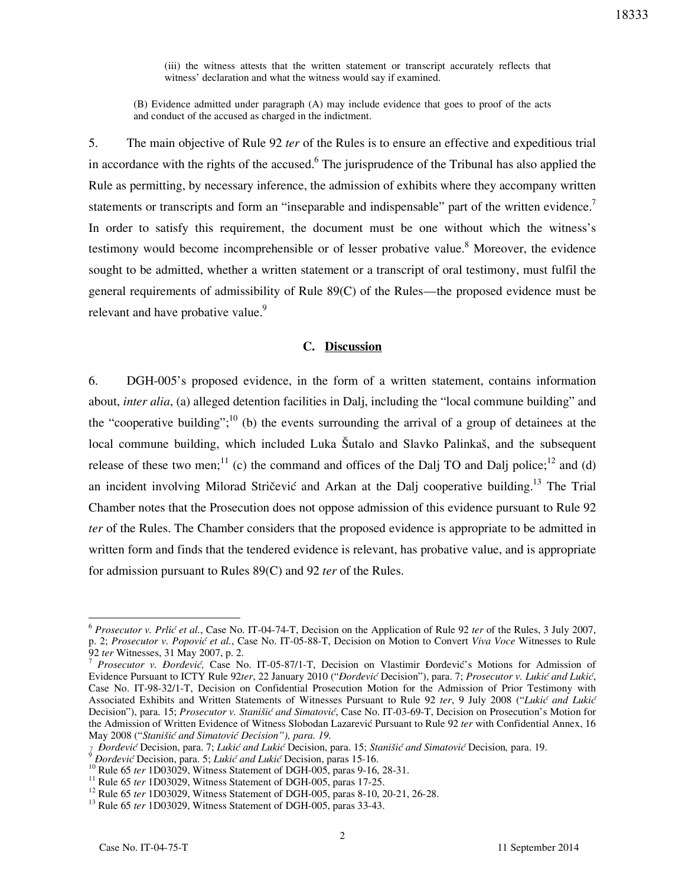(iii) the witness attests that the written statement or transcript accurately reflects that witness' declaration and what the witness would say if examined.

(B) Evidence admitted under paragraph (A) may include evidence that goes to proof of the acts and conduct of the accused as charged in the indictment.

5. The main objective of Rule 92 *ter* of the Rules is to ensure an effective and expeditious trial in accordance with the rights of the accused.[6] The jurisprudence of the Tribunal has also applied the Rule as permitting, by necessary inference, the admission of exhibits where they accompany written statements or transcripts and form an "inseparable and indispensable" part of the written evidence.[7] In order to satisfy this requirement, the document must be one without which the witness's testimony would become incomprehensible or of lesser probative value.[8] Moreover, the evidence sought to be admitted, whether a written statement or a transcript of oral testimony, must fulfil the general requirements of admissibility of Rule 89(C) of the Rules—the proposed evidence must be relevant and have probative value.[9]

### C. Discussion

6. DGH-005's proposed evidence, in the form of a written statement, contains information about, *inter alia*, (a) alleged detention facilities in Dalj, including the "local commune building" and the "cooperative building";[10] (b) the events surrounding the arrival of a group of detainees at the local commune building, which included Luka Šutalo and Slavko Palinkaš, and the subsequent release of these two men;[11] (c) the command and offices of the Dalj TO and Dalj police;[12] and (d) an incident involving Milorad Stričević and Arkan at the Dalj cooperative building.[13] The Trial Chamber notes that the Prosecution does not oppose admission of this evidence pursuant to Rule 92 *ter* of the Rules. The Chamber considers that the proposed evidence is appropriate to be admitted in written form and finds that the tendered evidence is relevant, has probative value, and is appropriate for admission pursuant to Rules 89(C) and 92 *ter* of the Rules.

---

[6] *Prosecutor v. Prlić et al.*, Case No. IT-04-74-T, Decision on the Application of Rule 92 *ter* of the Rules, 3 July 2007, p. 2; *Prosecutor v. Popović et al.*, Case No. IT-05-88-T, Decision on Motion to Convert *Viva Voce* Witnesses to Rule 92 *ter* Witnesses, 31 May 2007, p. 2.

[7] *Prosecutor v. Đorđević,* Case No. IT-05-87/1-T, Decision on Vlastimir Đorđević's Motions for Admission of Evidence Pursuant to ICTY Rule 92*ter*, 22 January 2010 ("*Đorđević* Decision"), para. 7; *Prosecutor v. Lukić and Lukić*, Case No. IT-98-32/1-T, Decision on Confidential Prosecution Motion for the Admission of Prior Testimony with Associated Exhibits and Written Statements of Witnesses Pursuant to Rule 92 *ter*, 9 July 2008 ("*Lukić and Lukić* Decision"), para. 15; *Prosecutor v. Stanišić and Simatović*, Case No. IT-03-69-T, Decision on Prosecution's Motion for the Admission of Written Evidence of Witness Slobodan Lazarević Pursuant to Rule 92 *ter* with Confidential Annex, 16 May 2008 ("*Stanišić and Simatović Decision"), para. 19.*

[8] *Đorđević* Decision, para. 7; *Lukić and Lukić* Decision, para. 15; *Stanišić and Simatović* Decision*,* para. 19.

[9] *Đorđević* Decision, para. 5; *Lukić and Lukić* Decision, paras 15-16.

[10] Rule 65 *ter* 1D03029, Witness Statement of DGH-005, paras 9-16, 28-31.

[11] Rule 65 *ter* 1D03029, Witness Statement of DGH-005, paras 17-25.

[12] Rule 65 *ter* 1D03029, Witness Statement of DGH-005, paras 8-10, 20-21, 26-28.

[13] Rule 65 *ter* 1D03029, Witness Statement of DGH-005, paras 33-43.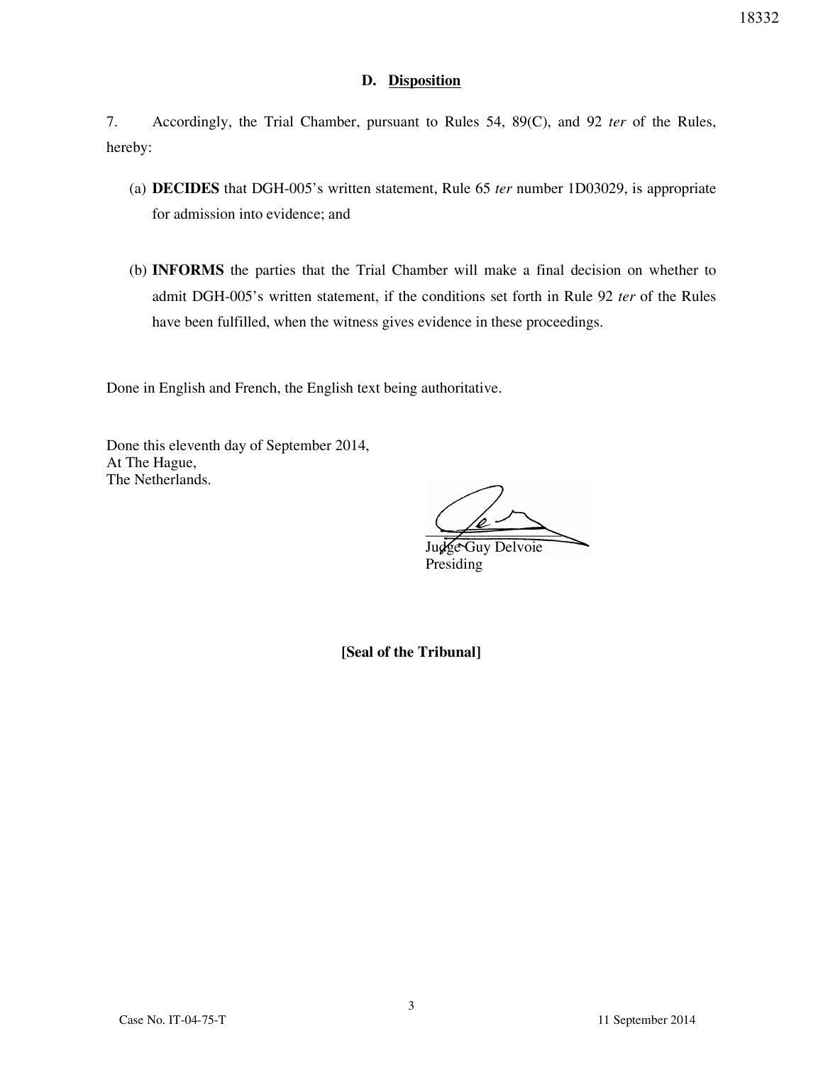### D. Disposition

7. Accordingly, the Trial Chamber, pursuant to Rules 54, 89(C), and 92 *ter* of the Rules, hereby:

(a) **DECIDES** that DGH-005's written statement, Rule 65 *ter* number 1D03029, is appropriate for admission into evidence; and

(b) **INFORMS** the parties that the Trial Chamber will make a final decision on whether to admit DGH-005's written statement, if the conditions set forth in Rule 92 *ter* of the Rules have been fulfilled, when the witness gives evidence in these proceedings.

Done in English and French, the English text being authoritative.

Done this eleventh day of September 2014,
At The Hague,
The Netherlands.

Judge Guy Delvoie
Presiding

**[Seal of the Tribunal]**